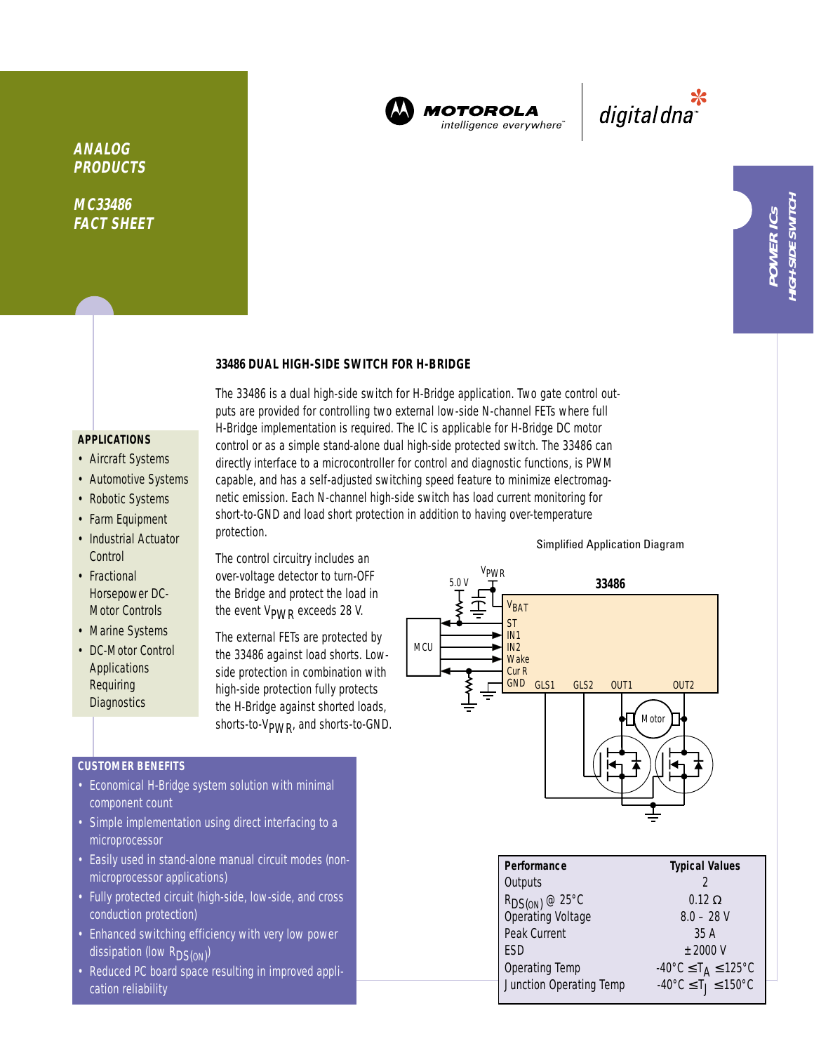ANALOG PRODUCTS

MC33486 FACT SHEET

MOTOROLA intelligence everywhere™ | digital dna™

POWER ICs HIGH-SIDE SWITCH

## 33486 DUAL HIGH-SIDE SWITCH FOR H-BRIDGE

The 33486 is a dual high-side switch for H-Bridge application. Two gate control outputs are provided for controlling two external low-side N-channel FETs where full H-Bridge implementation is required. The IC is applicable for H-Bridge DC motor control or as a simple stand-alone dual high-side protected switch. The 33486 can directly interface to a microcontroller for control and diagnostic functions, is PWM capable, and has a self-adjusted switching speed feature to minimize electromagnetic emission. Each N-channel high-side switch has load current monitoring for short-to-GND and load short protection in addition to having over-temperature protection.

The control circuitry includes an over-voltage detector to turn-OFF the Bridge and protect the load in the event $V_{PWR}$ exceeds 28 V.

The external FETs are protected by the 33486 against load shorts. Low-side protection in combination with high-side protection fully protects the H-Bridge against shorted loads, shorts-to-$V_{PWR}$, and shorts-to-GND.

Simplified Application Diagram

### APPLICATIONS

- Aircraft Systems
- Automotive Systems
- Robotic Systems
- Farm Equipment
- Industrial Actuator Control
- Fractional Horsepower DC-Motor Controls
- Marine Systems
- DC-Motor Control Applications Requiring Diagnostics

### CUSTOMER BENEFITS

- Economical H-Bridge system solution with minimal component count
- Simple implementation using direct interfacing to a microprocessor
- Easily used in stand-alone manual circuit modes (non-microprocessor applications)
- Fully protected circuit (high-side, low-side, and cross conduction protection)
- Enhanced switching efficiency with very low power dissipation (low $R_{DS(ON)}$)
- Reduced PC board space resulting in improved application reliability

| Performance | Typical Values |
| --- | --- |
| Outputs | 2 |
| $R_{DS(ON)}$ @ 25°C | 0.12 Ω |
| Operating Voltage | 8.0 – 28 V |
| Peak Current | 35 A |
| ESD | ±2000 V |
| Operating Temp | $-40°C \leq T_A \leq 125°C$ |
| Junction Operating Temp | $-40°C \leq T_J \leq 150°C$ |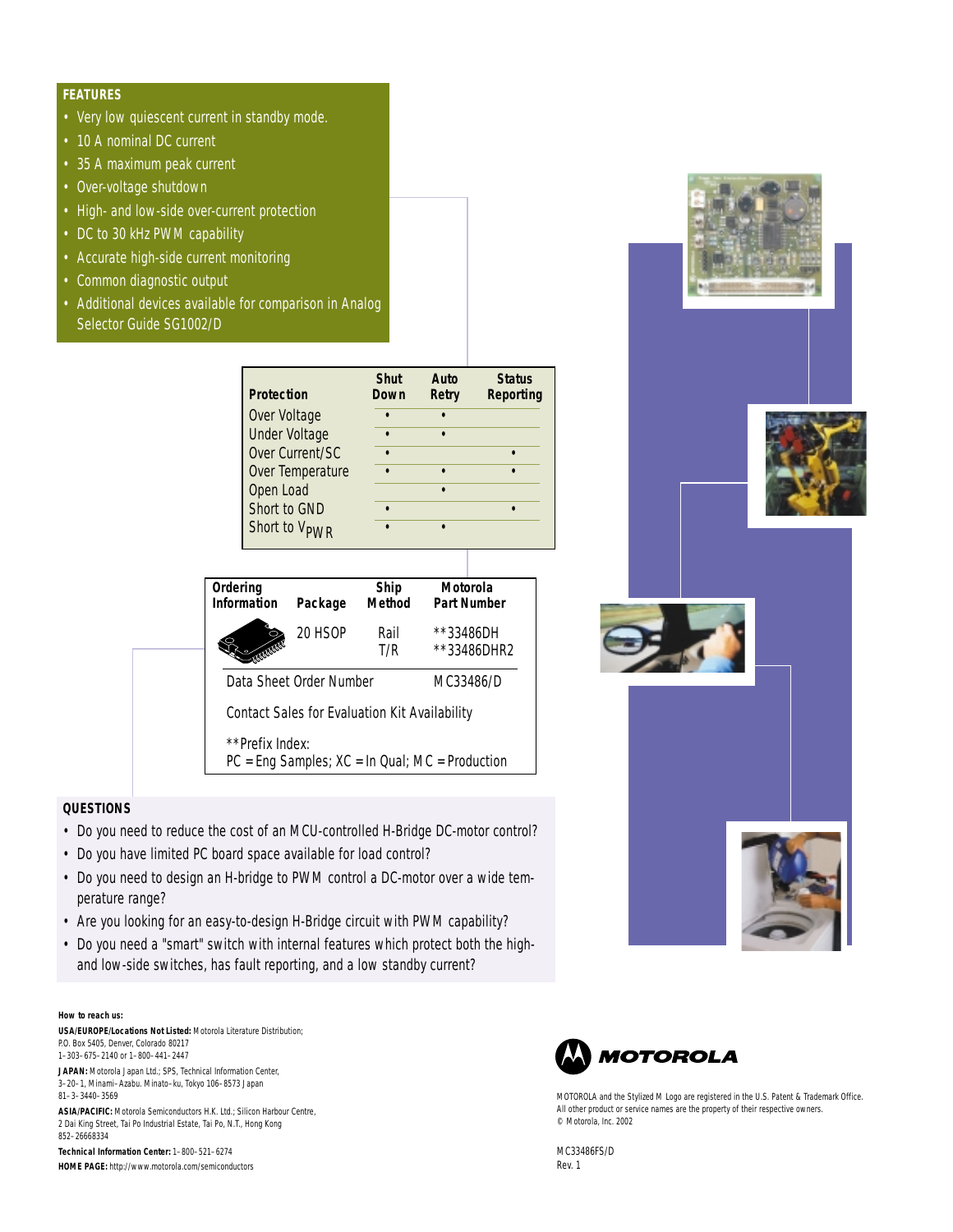## FEATURES

- Very low quiescent current in standby mode.
- 10 A nominal DC current
- 35 A maximum peak current
- Over-voltage shutdown
- High- and low-side over-current protection
- DC to 30 kHz PWM capability
- Accurate high-side current monitoring
- Common diagnostic output
- Additional devices available for comparison in Analog Selector Guide SG1002/D

| Protection | Shut Down | Auto Retry | Status Reporting |
|---|---|---|---|
| Over Voltage | • | • | |
| Under Voltage | • | • | |
| Over Current/SC | • | | • |
| Over Temperature | • | • | • |
| Open Load | | • | |
| Short to GND | • | | • |
| Short to $V_{PWR}$ | • | • | |

| Ordering Information | Package | Ship Method | Motorola Part Number |
|---|---|---|---|
| | 20 HSOP | Rail | **33486DH |
| | | T/R | **33486DHR2 |
| Data Sheet Order Number | | | MC33486/D |
| Contact Sales for Evaluation Kit Availability | | | |
| **Prefix Index: PC = Eng Samples; XC = In Qual; MC = Production | | | |

## QUESTIONS

- Do you need to reduce the cost of an MCU-controlled H-Bridge DC-motor control?
- Do you have limited PC board space available for load control?
- Do you need to design an H-bridge to PWM control a DC-motor over a wide temperature range?
- Are you looking for an easy-to-design H-Bridge circuit with PWM capability?
- Do you need a "smart" switch with internal features which protect both the high- and low-side switches, has fault reporting, and a low standby current?

**How to reach us:**

**USA/EUROPE/Locations Not Listed:** Motorola Literature Distribution; P.O. Box 5405, Denver, Colorado 80217
1–303–675–2140 or 1–800–441–2447

**JAPAN:** Motorola Japan Ltd.; SPS, Technical Information Center, 3–20–1, Minami–Azabu. Minato–ku, Tokyo 106–8573 Japan
81–3–3440–3569

**ASIA/PACIFIC:** Motorola Semiconductors H.K. Ltd.; Silicon Harbour Centre, 2 Dai King Street, Tai Po Industrial Estate, Tai Po, N.T., Hong Kong
852–26668334

**Technical Information Center:** 1–800–521–6274

**HOME PAGE:** http://www.motorola.com/semiconductors

MOTOROLA

MOTOROLA and the Stylized M Logo are registered in the U.S. Patent & Trademark Office. All other product or service names are the property of their respective owners.
© Motorola, Inc. 2002

MC33486FS/D
Rev. 1